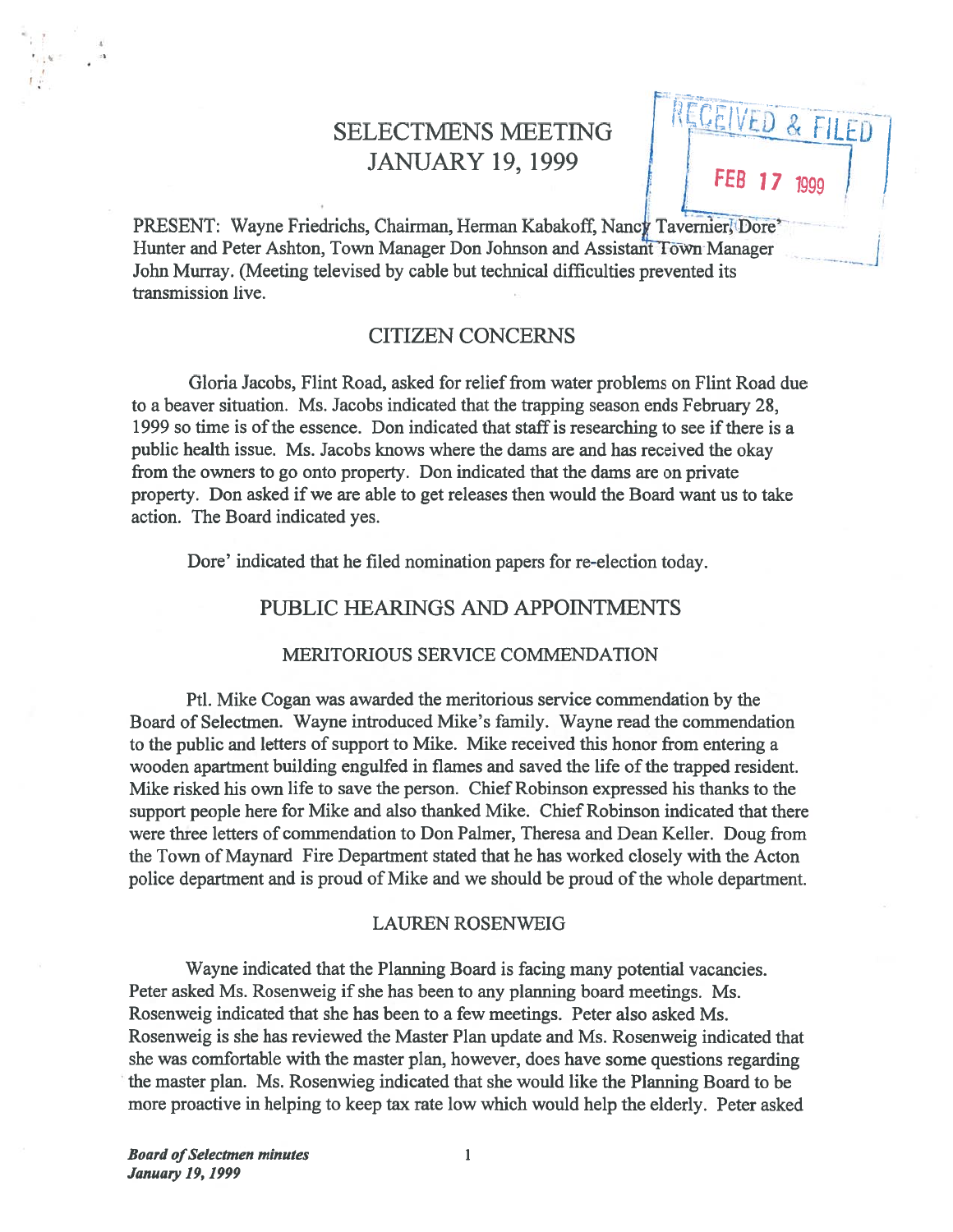# SELECTMENS MEETING
# JANUARY 19, 1999

RECEIVED & FILED
FEB 17 1999

PRESENT: Wayne Friedrichs, Chairman, Herman Kabakoff, Nancy Tavernier, Dore' Hunter and Peter Ashton, Town Manager Don Johnson and Assistant Town Manager John Murray. (Meeting televised by cable but technical difficulties prevented its transmission live.

## CITIZEN CONCERNS

Gloria Jacobs, Flint Road, asked for relief from water problems on Flint Road due to a beaver situation. Ms. Jacobs indicated that the trapping season ends February 28, 1999 so time is of the essence. Don indicated that staff is researching to see if there is a public health issue. Ms. Jacobs knows where the dams are and has received the okay from the owners to go onto property. Don indicated that the dams are on private property. Don asked if we are able to get releases then would the Board want us to take action. The Board indicated yes.

Dore' indicated that he filed nomination papers for re-election today.

## PUBLIC HEARINGS AND APPOINTMENTS

### MERITORIOUS SERVICE COMMENDATION

Ptl. Mike Cogan was awarded the meritorious service commendation by the Board of Selectmen. Wayne introduced Mike's family. Wayne read the commendation to the public and letters of support to Mike. Mike received this honor from entering a wooden apartment building engulfed in flames and saved the life of the trapped resident. Mike risked his own life to save the person. Chief Robinson expressed his thanks to the support people here for Mike and also thanked Mike. Chief Robinson indicated that there were three letters of commendation to Don Palmer, Theresa and Dean Keller. Doug from the Town of Maynard Fire Department stated that he has worked closely with the Acton police department and is proud of Mike and we should be proud of the whole department.

### LAUREN ROSENWEIG

Wayne indicated that the Planning Board is facing many potential vacancies. Peter asked Ms. Rosenweig if she has been to any planning board meetings. Ms. Rosenweig indicated that she has been to a few meetings. Peter also asked Ms. Rosenweig is she has reviewed the Master Plan update and Ms. Rosenweig indicated that she was comfortable with the master plan, however, does have some questions regarding the master plan. Ms. Rosenwieg indicated that she would like the Planning Board to be more proactive in helping to keep tax rate low which would help the elderly. Peter asked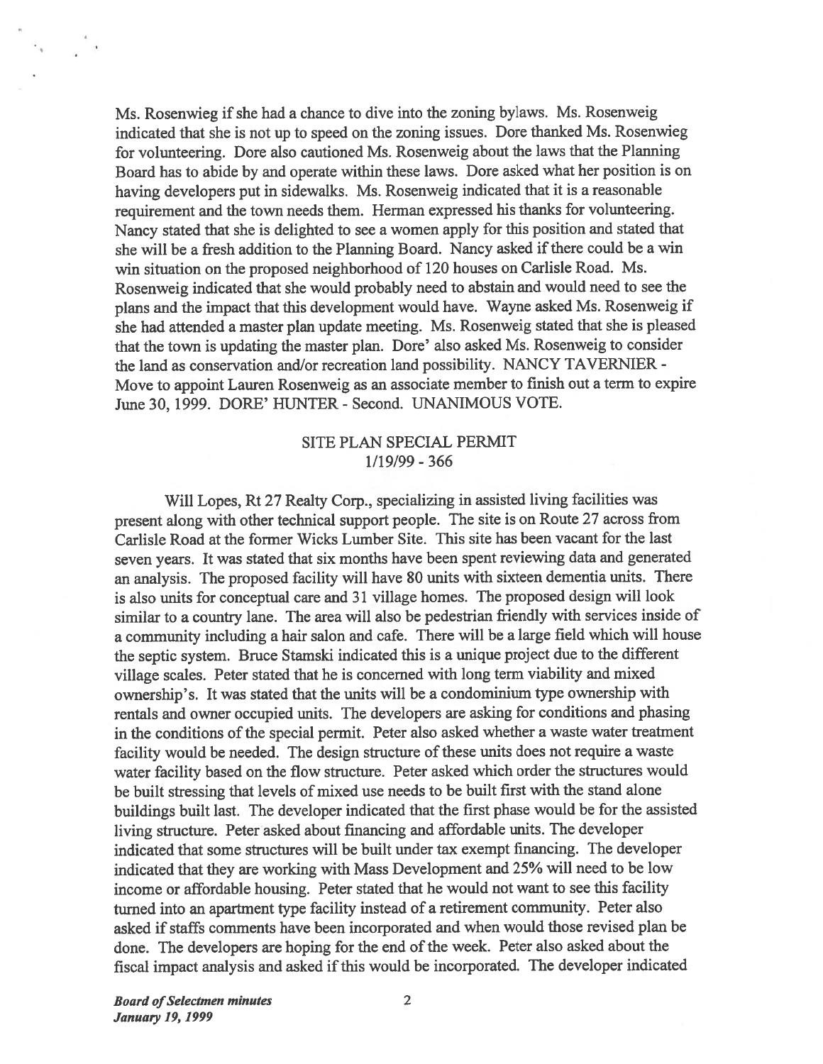Ms. Rosenwieg if she had a chance to dive into the zoning bylaws. Ms. Rosenweig indicated that she is not up to speed on the zoning issues. Dore thanked Ms. Rosenwieg for volunteering. Dore also cautioned Ms. Rosenweig about the laws that the Planning Board has to abide by and operate within these laws. Dore asked what her position is on having developers put in sidewalks. Ms. Rosenweig indicated that it is a reasonable requirement and the town needs them. Herman expressed his thanks for volunteering. Nancy stated that she is delighted to see a women apply for this position and stated that she will be a fresh addition to the Planning Board. Nancy asked if there could be a win win situation on the proposed neighborhood of 120 houses on Carlisle Road. Ms. Rosenweig indicated that she would probably need to abstain and would need to see the plans and the impact that this development would have. Wayne asked Ms. Rosenweig if she had attended a master plan update meeting. Ms. Rosenweig stated that she is pleased that the town is updating the master plan. Dore' also asked Ms. Rosenweig to consider the land as conservation and/or recreation land possibility. NANCY TAVERNIER - Move to appoint Lauren Rosenweig as an associate member to finish out a term to expire June 30, 1999. DORE' HUNTER - Second. UNANIMOUS VOTE.

## SITE PLAN SPECIAL PERMIT
## 1/19/99 - 366

Will Lopes, Rt 27 Realty Corp., specializing in assisted living facilities was present along with other technical support people. The site is on Route 27 across from Carlisle Road at the former Wicks Lumber Site. This site has been vacant for the last seven years. It was stated that six months have been spent reviewing data and generated an analysis. The proposed facility will have 80 units with sixteen dementia units. There is also units for conceptual care and 31 village homes. The proposed design will look similar to a country lane. The area will also be pedestrian friendly with services inside of a community including a hair salon and cafe. There will be a large field which will house the septic system. Bruce Stamski indicated this is a unique project due to the different village scales. Peter stated that he is concerned with long term viability and mixed ownership's. It was stated that the units will be a condominium type ownership with rentals and owner occupied units. The developers are asking for conditions and phasing in the conditions of the special permit. Peter also asked whether a waste water treatment facility would be needed. The design structure of these units does not require a waste water facility based on the flow structure. Peter asked which order the structures would be built stressing that levels of mixed use needs to be built first with the stand alone buildings built last. The developer indicated that the first phase would be for the assisted living structure. Peter asked about financing and affordable units. The developer indicated that some structures will be built under tax exempt financing. The developer indicated that they are working with Mass Development and 25% will need to be low income or affordable housing. Peter stated that he would not want to see this facility turned into an apartment type facility instead of a retirement community. Peter also asked if staffs comments have been incorporated and when would those revised plan be done. The developers are hoping for the end of the week. Peter also asked about the fiscal impact analysis and asked if this would be incorporated. The developer indicated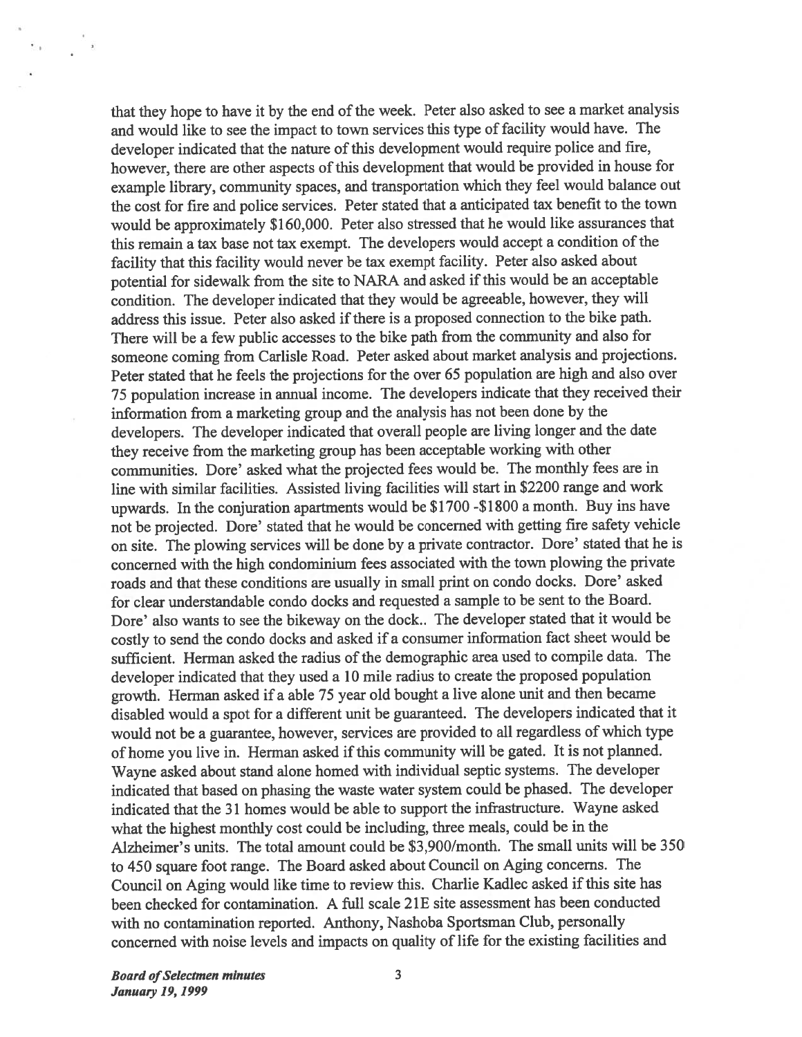that they hope to have it by the end of the week. Peter also asked to see a market analysis and would like to see the impact to town services this type of facility would have. The developer indicated that the nature of this development would require police and fire, however, there are other aspects of this development that would be provided in house for example library, community spaces, and transportation which they feel would balance out the cost for fire and police services. Peter stated that a anticipated tax benefit to the town would be approximately $160,000. Peter also stressed that he would like assurances that this remain a tax base not tax exempt. The developers would accept a condition of the facility that this facility would never be tax exempt facility. Peter also asked about potential for sidewalk from the site to NARA and asked if this would be an acceptable condition. The developer indicated that they would be agreeable, however, they will address this issue. Peter also asked if there is a proposed connection to the bike path. There will be a few public accesses to the bike path from the community and also for someone coming from Carlisle Road. Peter asked about market analysis and projections. Peter stated that he feels the projections for the over 65 population are high and also over 75 population increase in annual income. The developers indicate that they received their information from a marketing group and the analysis has not been done by the developers. The developer indicated that overall people are living longer and the date they receive from the marketing group has been acceptable working with other communities. Dore' asked what the projected fees would be. The monthly fees are in line with similar facilities. Assisted living facilities will start in $2200 range and work upwards. In the conjuration apartments would be $1700 -$1800 a month. Buy ins have not be projected. Dore' stated that he would be concerned with getting fire safety vehicle on site. The plowing services will be done by a private contractor. Dore' stated that he is concerned with the high condominium fees associated with the town plowing the private roads and that these conditions are usually in small print on condo docks. Dore' asked for clear understandable condo docks and requested a sample to be sent to the Board. Dore' also wants to see the bikeway on the dock.. The developer stated that it would be costly to send the condo docks and asked if a consumer information fact sheet would be sufficient. Herman asked the radius of the demographic area used to compile data. The developer indicated that they used a 10 mile radius to create the proposed population growth. Herman asked if a able 75 year old bought a live alone unit and then became disabled would a spot for a different unit be guaranteed. The developers indicated that it would not be a guarantee, however, services are provided to all regardless of which type of home you live in. Herman asked if this community will be gated. It is not planned. Wayne asked about stand alone homed with individual septic systems. The developer indicated that based on phasing the waste water system could be phased. The developer indicated that the 31 homes would be able to support the infrastructure. Wayne asked what the highest monthly cost could be including, three meals, could be in the Alzheimer's units. The total amount could be $3,900/month. The small units will be 350 to 450 square foot range. The Board asked about Council on Aging concerns. The Council on Aging would like time to review this. Charlie Kadlec asked if this site has been checked for contamination. A full scale 21E site assessment has been conducted with no contamination reported. Anthony, Nashoba Sportsman Club, personally concerned with noise levels and impacts on quality of life for the existing facilities and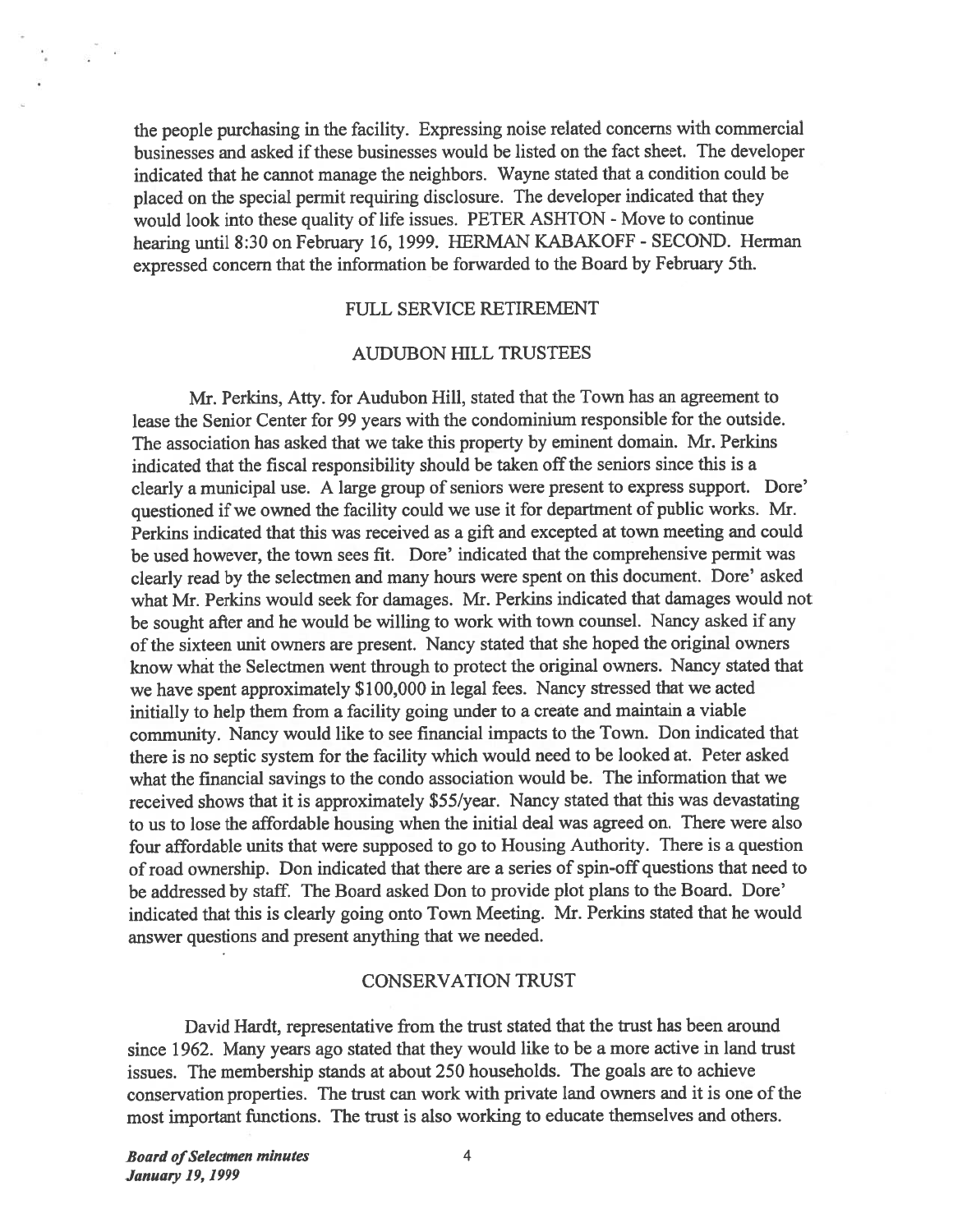the people purchasing in the facility. Expressing noise related concerns with commercial businesses and asked if these businesses would be listed on the fact sheet. The developer indicated that he cannot manage the neighbors. Wayne stated that a condition could be placed on the special permit requiring disclosure. The developer indicated that they would look into these quality of life issues. PETER ASHTON - Move to continue hearing until 8:30 on February 16, 1999. HERMAN KABAKOFF - SECOND. Herman expressed concern that the information be forwarded to the Board by February 5th.

## FULL SERVICE RETIREMENT

## AUDUBON HILL TRUSTEES

Mr. Perkins, Atty. for Audubon Hill, stated that the Town has an agreement to lease the Senior Center for 99 years with the condominium responsible for the outside. The association has asked that we take this property by eminent domain. Mr. Perkins indicated that the fiscal responsibility should be taken off the seniors since this is a clearly a municipal use. A large group of seniors were present to express support. Dore' questioned if we owned the facility could we use it for department of public works. Mr. Perkins indicated that this was received as a gift and excepted at town meeting and could be used however, the town sees fit. Dore' indicated that the comprehensive permit was clearly read by the selectmen and many hours were spent on this document. Dore' asked what Mr. Perkins would seek for damages. Mr. Perkins indicated that damages would not be sought after and he would be willing to work with town counsel. Nancy asked if any of the sixteen unit owners are present. Nancy stated that she hoped the original owners know what the Selectmen went through to protect the original owners. Nancy stated that we have spent approximately $100,000 in legal fees. Nancy stressed that we acted initially to help them from a facility going under to a create and maintain a viable community. Nancy would like to see financial impacts to the Town. Don indicated that there is no septic system for the facility which would need to be looked at. Peter asked what the financial savings to the condo association would be. The information that we received shows that it is approximately $55/year. Nancy stated that this was devastating to us to lose the affordable housing when the initial deal was agreed on. There were also four affordable units that were supposed to go to Housing Authority. There is a question of road ownership. Don indicated that there are a series of spin-off questions that need to be addressed by staff. The Board asked Don to provide plot plans to the Board. Dore' indicated that this is clearly going onto Town Meeting. Mr. Perkins stated that he would answer questions and present anything that we needed.

## CONSERVATION TRUST

David Hardt, representative from the trust stated that the trust has been around since 1962. Many years ago stated that they would like to be a more active in land trust issues. The membership stands at about 250 households. The goals are to achieve conservation properties. The trust can work with private land owners and it is one of the most important functions. The trust is also working to educate themselves and others.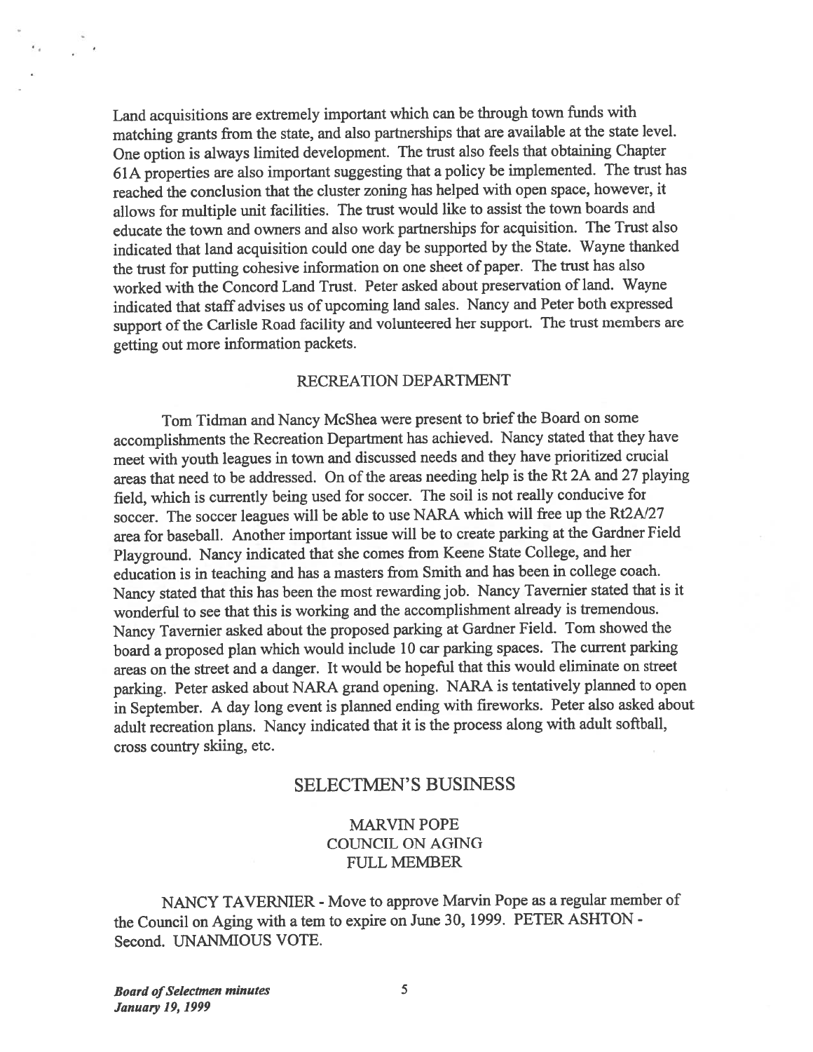Land acquisitions are extremely important which can be through town funds with matching grants from the state, and also partnerships that are available at the state level. One option is always limited development. The trust also feels that obtaining Chapter 61A properties are also important suggesting that a policy be implemented. The trust has reached the conclusion that the cluster zoning has helped with open space, however, it allows for multiple unit facilities. The trust would like to assist the town boards and educate the town and owners and also work partnerships for acquisition. The Trust also indicated that land acquisition could one day be supported by the State. Wayne thanked the trust for putting cohesive information on one sheet of paper. The trust has also worked with the Concord Land Trust. Peter asked about preservation of land. Wayne indicated that staff advises us of upcoming land sales. Nancy and Peter both expressed support of the Carlisle Road facility and volunteered her support. The trust members are getting out more information packets.

## RECREATION DEPARTMENT

Tom Tidman and Nancy McShea were present to brief the Board on some accomplishments the Recreation Department has achieved. Nancy stated that they have meet with youth leagues in town and discussed needs and they have prioritized crucial areas that need to be addressed. On of the areas needing help is the Rt 2A and 27 playing field, which is currently being used for soccer. The soil is not really conducive for soccer. The soccer leagues will be able to use NARA which will free up the Rt2A/27 area for baseball. Another important issue will be to create parking at the Gardner Field Playground. Nancy indicated that she comes from Keene State College, and her education is in teaching and has a masters from Smith and has been in college coach. Nancy stated that this has been the most rewarding job. Nancy Tavernier stated that is it wonderful to see that this is working and the accomplishment already is tremendous. Nancy Tavernier asked about the proposed parking at Gardner Field. Tom showed the board a proposed plan which would include 10 car parking spaces. The current parking areas on the street and a danger. It would be hopeful that this would eliminate on street parking. Peter asked about NARA grand opening. NARA is tentatively planned to open in September. A day long event is planned ending with fireworks. Peter also asked about adult recreation plans. Nancy indicated that it is the process along with adult softball, cross country skiing, etc.

## SELECTMEN'S BUSINESS

### MARVIN POPE
### COUNCIL ON AGING
### FULL MEMBER

NANCY TAVERNIER - Move to approve Marvin Pope as a regular member of the Council on Aging with a tem to expire on June 30, 1999. PETER ASHTON - Second. UNANMIOUS VOTE.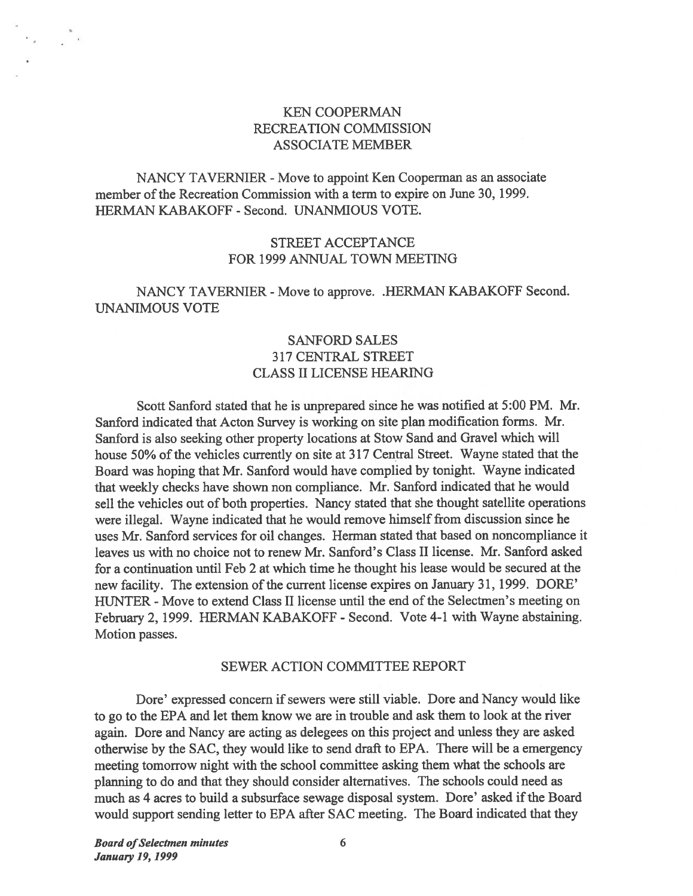### KEN COOPERMAN
### RECREATION COMMISSION
### ASSOCIATE MEMBER

NANCY TAVERNIER - Move to appoint Ken Cooperman as an associate member of the Recreation Commission with a term to expire on June 30, 1999. HERMAN KABAKOFF - Second. UNANMIOUS VOTE.

### STREET ACCEPTANCE
### FOR 1999 ANNUAL TOWN MEETING

NANCY TAVERNIER - Move to approve. .HERMAN KABAKOFF Second. UNANIMOUS VOTE

### SANFORD SALES
### 317 CENTRAL STREET
### CLASS II LICENSE HEARING

Scott Sanford stated that he is unprepared since he was notified at 5:00 PM. Mr. Sanford indicated that Acton Survey is working on site plan modification forms. Mr. Sanford is also seeking other property locations at Stow Sand and Gravel which will house 50% of the vehicles currently on site at 317 Central Street. Wayne stated that the Board was hoping that Mr. Sanford would have complied by tonight. Wayne indicated that weekly checks have shown non compliance. Mr. Sanford indicated that he would sell the vehicles out of both properties. Nancy stated that she thought satellite operations were illegal. Wayne indicated that he would remove himself from discussion since he uses Mr. Sanford services for oil changes. Herman stated that based on noncompliance it leaves us with no choice not to renew Mr. Sanford's Class II license. Mr. Sanford asked for a continuation until Feb 2 at which time he thought his lease would be secured at the new facility. The extension of the current license expires on January 31, 1999. DORE' HUNTER - Move to extend Class II license until the end of the Selectmen's meeting on February 2, 1999. HERMAN KABAKOFF - Second. Vote 4-1 with Wayne abstaining. Motion passes.

### SEWER ACTION COMMITTEE REPORT

Dore' expressed concern if sewers were still viable. Dore and Nancy would like to go to the EPA and let them know we are in trouble and ask them to look at the river again. Dore and Nancy are acting as delegees on this project and unless they are asked otherwise by the SAC, they would like to send draft to EPA. There will be a emergency meeting tomorrow night with the school committee asking them what the schools are planning to do and that they should consider alternatives. The schools could need as much as 4 acres to build a subsurface sewage disposal system. Dore' asked if the Board would support sending letter to EPA after SAC meeting. The Board indicated that they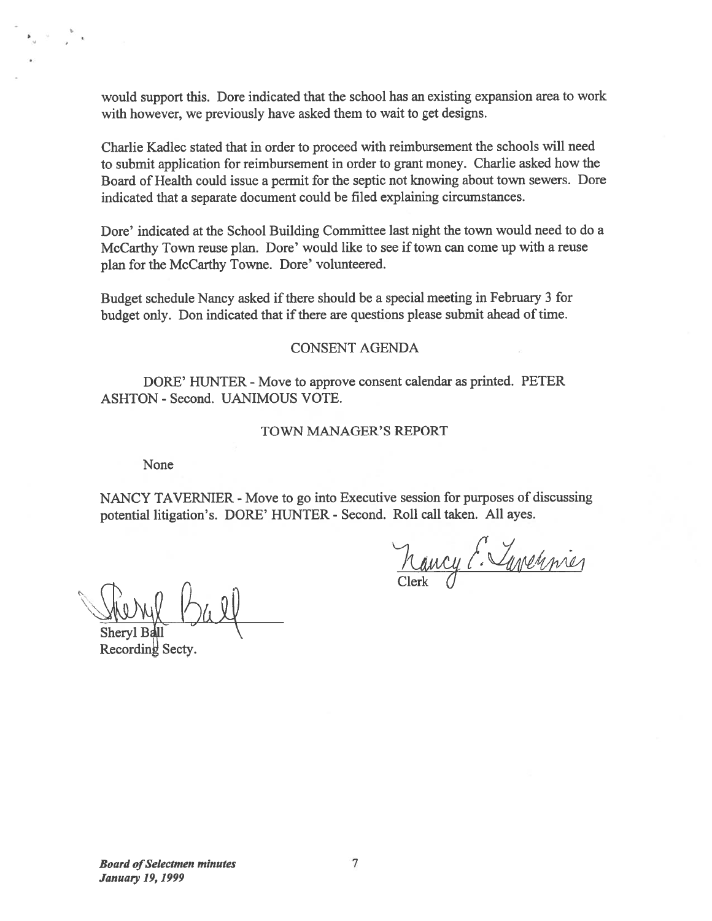would support this. Dore indicated that the school has an existing expansion area to work with however, we previously have asked them to wait to get designs.

Charlie Kadlec stated that in order to proceed with reimbursement the schools will need to submit application for reimbursement in order to grant money. Charlie asked how the Board of Health could issue a permit for the septic not knowing about town sewers. Dore indicated that a separate document could be filed explaining circumstances.

Dore' indicated at the School Building Committee last night the town would need to do a McCarthy Town reuse plan. Dore' would like to see if town can come up with a reuse plan for the McCarthy Towne. Dore' volunteered.

Budget schedule Nancy asked if there should be a special meeting in February 3 for budget only. Don indicated that if there are questions please submit ahead of time.

## CONSENT AGENDA

DORE' HUNTER - Move to approve consent calendar as printed. PETER ASHTON - Second. UANIMOUS VOTE.

## TOWN MANAGER'S REPORT

None

NANCY TAVERNIER - Move to go into Executive session for purposes of discussing potential litigation's. DORE' HUNTER - Second. Roll call taken. All ayes.

Nancy E. Tavernier
Clerk

Sheryl Ball
Sheryl Ball
Recording Secty.

*Board of Selectmen minutes*
*January 19, 1999*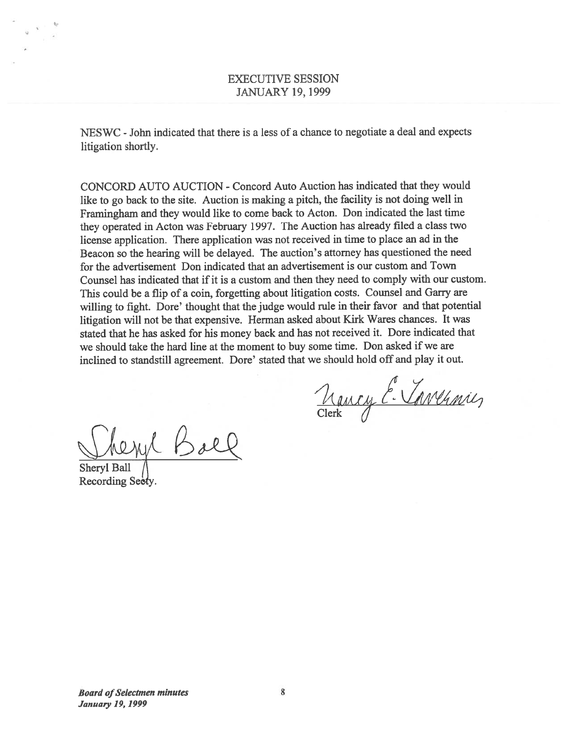# EXECUTIVE SESSION
## JANUARY 19, 1999

NESWC - John indicated that there is a less of a chance to negotiate a deal and expects litigation shortly.

CONCORD AUTO AUCTION - Concord Auto Auction has indicated that they would like to go back to the site. Auction is making a pitch, the facility is not doing well in Framingham and they would like to come back to Acton. Don indicated the last time they operated in Acton was February 1997. The Auction has already filed a class two license application. There application was not received in time to place an ad in the Beacon so the hearing will be delayed. The auction's attorney has questioned the need for the advertisement Don indicated that an advertisement is our custom and Town Counsel has indicated that if it is a custom and then they need to comply with our custom. This could be a flip of a coin, forgetting about litigation costs. Counsel and Garry are willing to fight. Dore' thought that the judge would rule in their favor and that potential litigation will not be that expensive. Herman asked about Kirk Wares chances. It was stated that he has asked for his money back and has not received it. Dore indicated that we should take the hard line at the moment to buy some time. Don asked if we are inclined to standstill agreement. Dore' stated that we should hold off and play it out.

Nancy E. Tavernier
Clerk

Sheryl Ball
Sheryl Ball
Recording Secty.